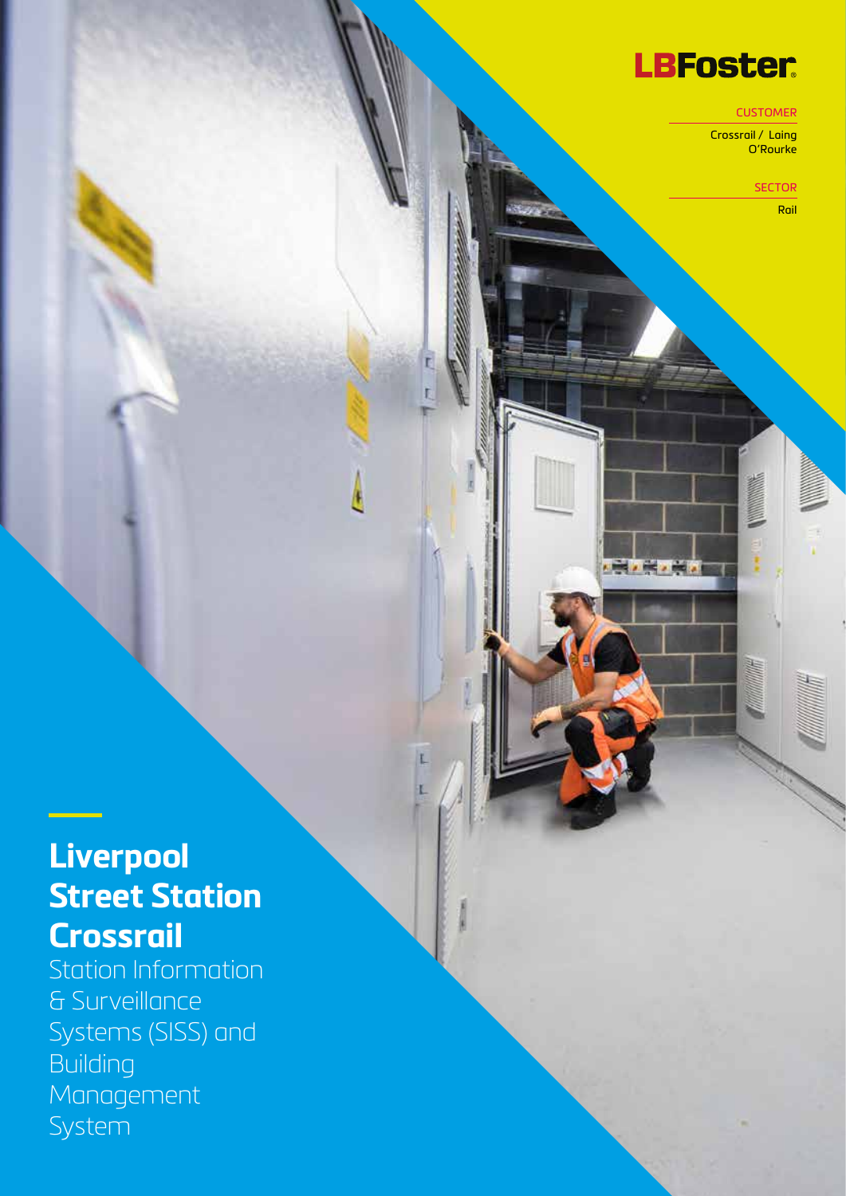LBFoster

CUSTOMER

Crossrail / Laing O'Rourke

SECTOR

Rail

# Liverpool Street Station Crossrail

Station Information & Surveillance Systems (SISS) and Building Management System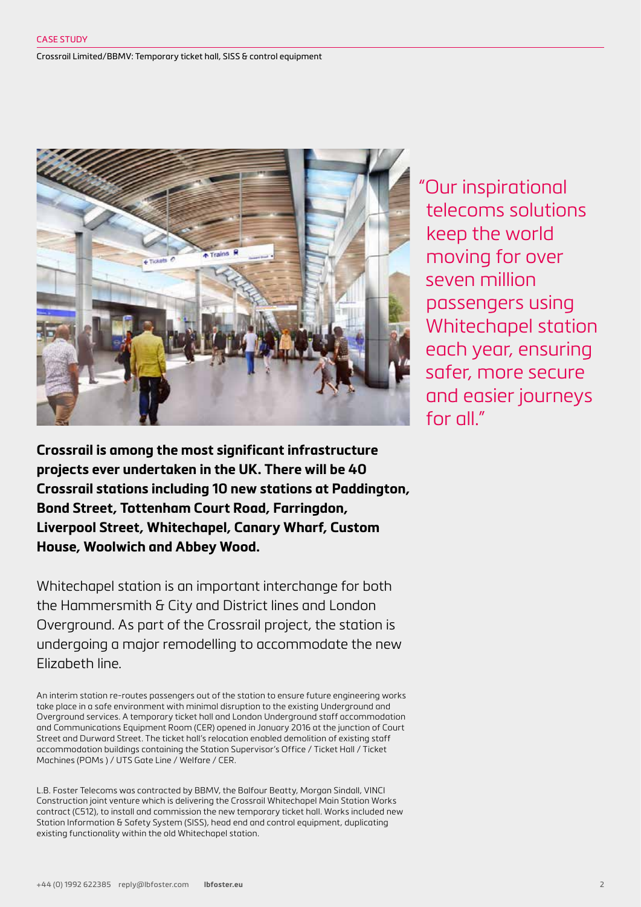"Our inspirational telecoms solutions keep the world moving for over seven million passengers using Whitechapel station each year, ensuring safer, more secure and easier journeys for all."

**Crossrail is among the most significant infrastructure projects ever undertaken in the UK. There will be 40 Crossrail stations including 10 new stations at Paddington, Bond Street, Tottenham Court Road, Farringdon, Liverpool Street, Whitechapel, Canary Wharf, Custom House, Woolwich and Abbey Wood.**

Whitechapel station is an important interchange for both the Hammersmith & City and District lines and London Overground. As part of the Crossrail project, the station is undergoing a major remodelling to accommodate the new Elizabeth line.

An interim station re-routes passengers out of the station to ensure future engineering works take place in a safe environment with minimal disruption to the existing Underground and Overground services. A temporary ticket hall and London Underground staff accommodation and Communications Equipment Room (CER) opened in January 2016 at the junction of Court Street and Durward Street. The ticket hall's relocation enabled demolition of existing staff accommodation buildings containing the Station Supervisor's Office / Ticket Hall / Ticket Machines (POMs ) / UTS Gate Line / Welfare / CER.

L.B. Foster Telecoms was contracted by BBMV, the Balfour Beatty, Morgan Sindall, VINCI Construction joint venture which is delivering the Crossrail Whitechapel Main Station Works contract (C512), to install and commission the new temporary ticket hall. Works included new Station Information & Safety System (SISS), head end and control equipment, duplicating existing functionality within the old Whitechapel station.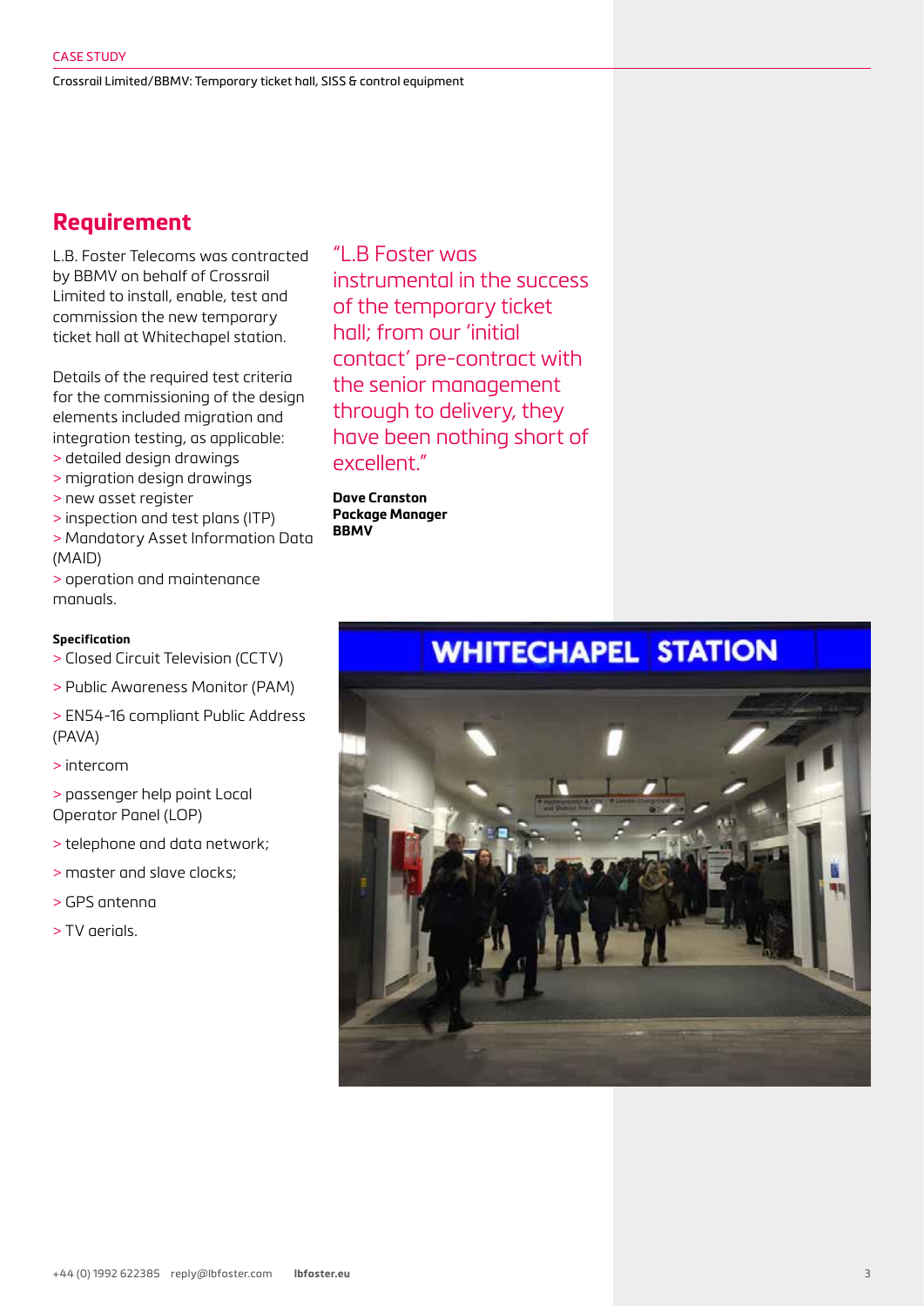CASE STUDY

Crossrail Limited/BBMV: Temporary ticket hall, SISS & control equipment

## Requirement

L.B. Foster Telecoms was contracted by BBMV on behalf of Crossrail Limited to install, enable, test and commission the new temporary ticket hall at Whitechapel station.

Details of the required test criteria for the commissioning of the design elements included migration and integration testing, as applicable:

- detailed design drawings
- migration design drawings
- new asset register
- inspection and test plans (ITP)
- Mandatory Asset Information Data (MAID)
- operation and maintenance manuals.

**Specification**

- Closed Circuit Television (CCTV)
- Public Awareness Monitor (PAM)
- EN54-16 compliant Public Address (PAVA)
- intercom
- passenger help point Local Operator Panel (LOP)
- telephone and data network;
- master and slave clocks;
- GPS antenna
- TV aerials.

"L.B Foster was instrumental in the success of the temporary ticket hall; from our 'initial contact' pre-contract with the senior management through to delivery, they have been nothing short of excellent."

**Dave Cranston**
**Package Manager**
**BBMV**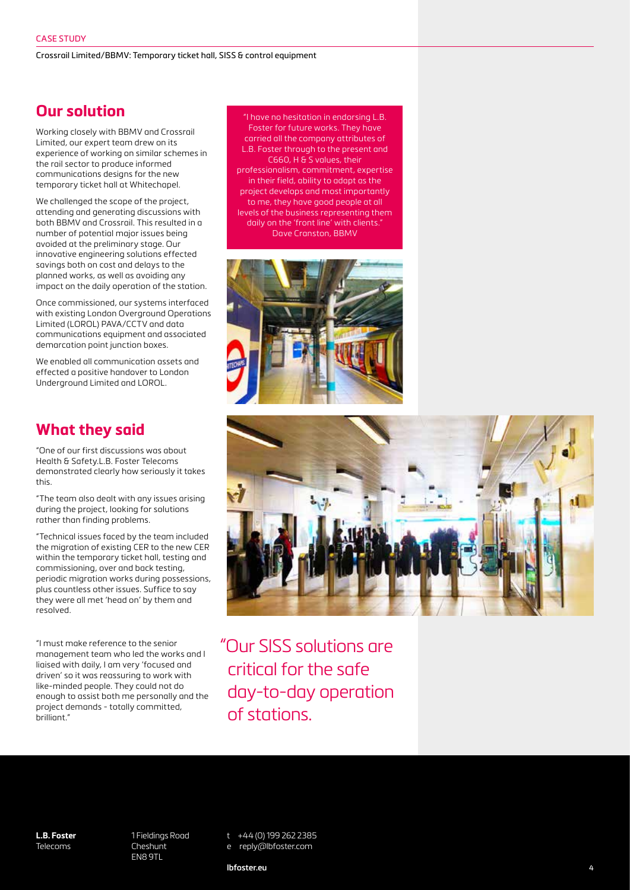## Our solution

Working closely with BBMV and Crossrail Limited, our expert team drew on its experience of working on similar schemes in the rail sector to produce informed communications designs for the new temporary ticket hall at Whitechapel.

We challenged the scope of the project, attending and generating discussions with both BBMV and Crossrail. This resulted in a number of potential major issues being avoided at the preliminary stage. Our innovative engineering solutions effected savings both on cost and delays to the planned works, as well as avoiding any impact on the daily operation of the station.

Once commissioned, our systems interfaced with existing London Overground Operations Limited (LOROL) PAVA/CCTV and data communications equipment and associated demarcation point junction boxes.

We enabled all communication assets and effected a positive handover to London Underground Limited and LOROL.

"I have no hesitation in endorsing L.B. Foster for future works. They have carried all the company attributes of L.B. Foster through to the present and C660, H & S values, their professionalism, commitment, expertise in their field, ability to adapt as the project develops and most importantly to me, they have good people at all levels of the business representing them daily on the 'front line' with clients."
Dave Cranston, BBMV

## What they said

"One of our first discussions was about Health & Safety.L.B. Foster Telecoms demonstrated clearly how seriously it takes this.

"The team also dealt with any issues arising during the project, looking for solutions rather than finding problems.

"Technical issues faced by the team included the migration of existing CER to the new CER within the temporary ticket hall, testing and commissioning, over and back testing, periodic migration works during possessions, plus countless other issues. Suffice to say they were all met 'head on' by them and resolved.

"I must make reference to the senior management team who led the works and I liaised with daily, I am very 'focused and driven' so it was reassuring to work with like-minded people. They could not do enough to assist both me personally and the project demands - totally committed, brilliant."

"Our SISS solutions are critical for the safe day-to-day operation of stations.

**L.B. Foster** Telecoms

1 Fieldings Road
Cheshunt
EN8 9TL

t +44 (0) 199 262 2385
e reply@lbfoster.com

**lbfoster.eu**